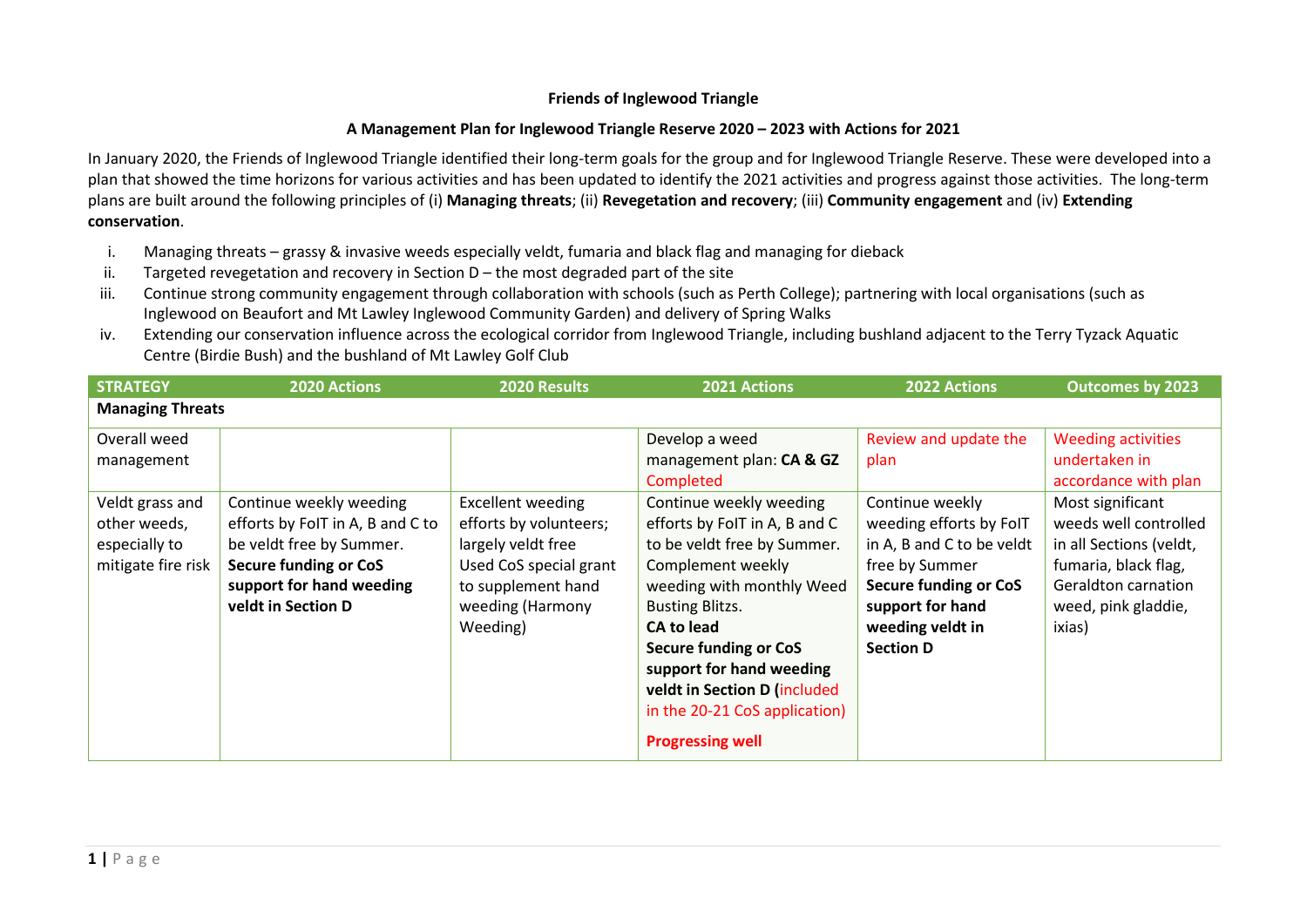**Friends of Inglewood Triangle**

**A Management Plan for Inglewood Triangle Reserve 2020 – 2023 with Actions for 2021**

In January 2020, the Friends of Inglewood Triangle identified their long-term goals for the group and for Inglewood Triangle Reserve. These were developed into a plan that showed the time horizons for various activities and has been updated to identify the 2021 activities and progress against those activities. The long-term plans are built around the following principles of (i) **Managing threats**; (ii) **Revegetation and recovery**; (iii) **Community engagement** and (iv) **Extending conservation**.

i. Managing threats – grassy & invasive weeds especially veldt, fumaria and black flag and managing for dieback
ii. Targeted revegetation and recovery in Section D – the most degraded part of the site
iii. Continue strong community engagement through collaboration with schools (such as Perth College); partnering with local organisations (such as Inglewood on Beaufort and Mt Lawley Inglewood Community Garden) and delivery of Spring Walks
iv. Extending our conservation influence across the ecological corridor from Inglewood Triangle, including bushland adjacent to the Terry Tyzack Aquatic Centre (Birdie Bush) and the bushland of Mt Lawley Golf Club

| STRATEGY | 2020 Actions | 2020 Results | 2021 Actions | 2022 Actions | Outcomes by 2023 |
|---|---|---|---|---|---|
| **Managing Threats** | | | | | |
| Overall weed management | | | Develop a weed management plan: **CA & GZ** Completed | Review and update the plan | Weeding activities undertaken in accordance with plan |
| Veldt grass and other weeds, especially to mitigate fire risk | Continue weekly weeding efforts by FoIT in A, B and C to be veldt free by Summer. **Secure funding or CoS support for hand weeding veldt in Section D** | Excellent weeding efforts by volunteers; largely veldt free Used CoS special grant to supplement hand weeding (Harmony Weeding) | Continue weekly weeding efforts by FoIT in A, B and C to be veldt free by Summer. Complement weekly weeding with monthly Weed Busting Blitzs. **CA to lead** **Secure funding or CoS support for hand weeding veldt in Section D (**included in the 20-21 CoS application) **Progressing well** | Continue weekly weeding efforts by FoIT in A, B and C to be veldt free by Summer **Secure funding or CoS support for hand weeding veldt in Section D** | Most significant weeds well controlled in all Sections (veldt, fumaria, black flag, Geraldton carnation weed, pink gladdie, ixias) |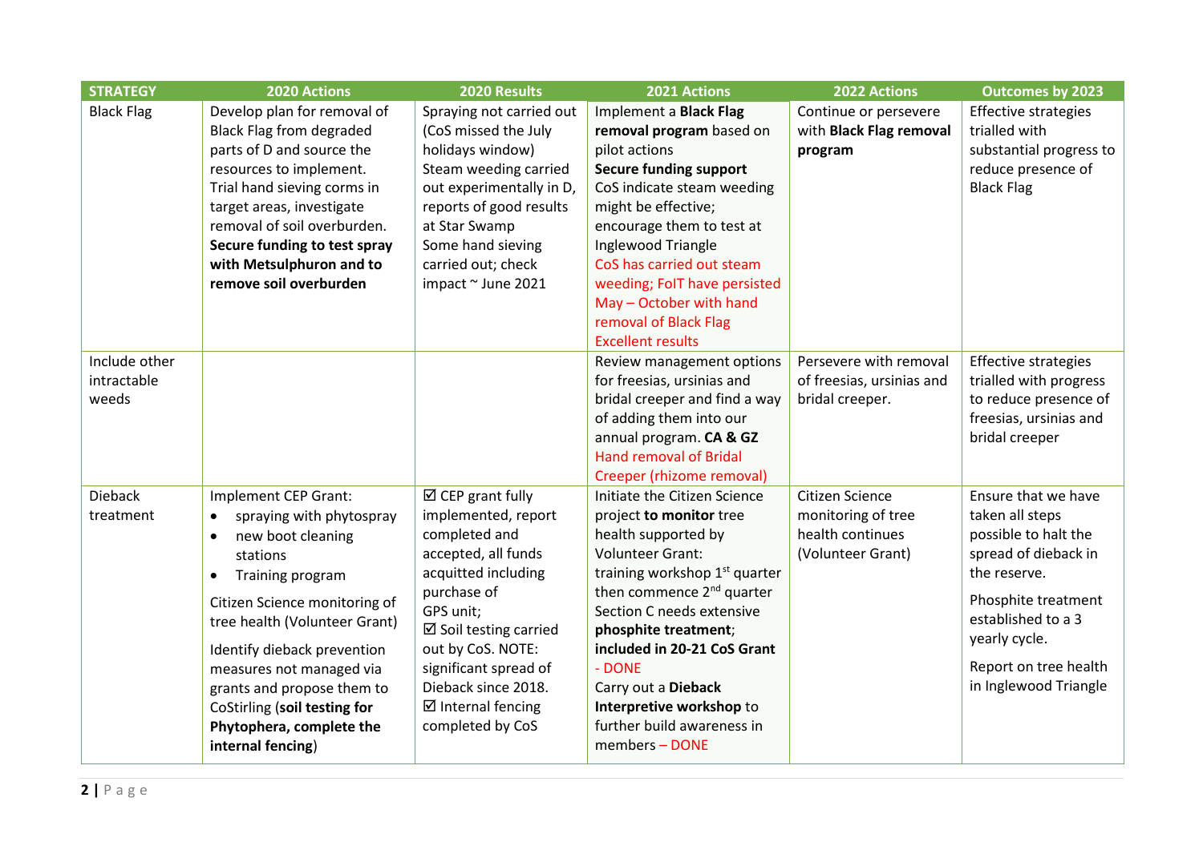| STRATEGY | 2020 Actions | 2020 Results | 2021 Actions | 2022 Actions | Outcomes by 2023 |
|---|---|---|---|---|---|
| Black Flag | Develop plan for removal of Black Flag from degraded parts of D and source the resources to implement. Trial hand sieving corms in target areas, investigate removal of soil overburden. **Secure funding to test spray with Metsulphuron and to remove soil overburden** | Spraying not carried out (CoS missed the July holidays window) Steam weeding carried out experimentally in D, reports of good results at Star Swamp Some hand sieving carried out; check impact ~ June 2021 | Implement a **Black Flag removal program** based on pilot actions **Secure funding support** CoS indicate steam weeding might be effective; encourage them to test at Inglewood Triangle CoS has carried out steam weeding; FoIT have persisted May – October with hand removal of Black Flag Excellent results | Continue or persevere with **Black Flag removal program** | Effective strategies trialled with substantial progress to reduce presence of Black Flag |
| Include other intractable weeds | | | Review management options for freesias, ursinias and bridal creeper and find a way of adding them into our annual program. **CA & GZ** Hand removal of Bridal Creeper (rhizome removal) | Persevere with removal of freesias, ursinias and bridal creeper. | Effective strategies trialled with progress to reduce presence of freesias, ursinias and bridal creeper |
| Dieback treatment | Implement CEP Grant: <br>• spraying with phytospray <br>• new boot cleaning stations <br>• Training program <br><br>Citizen Science monitoring of tree health (Volunteer Grant) <br><br>Identify dieback prevention measures not managed via grants and propose them to CoStirling (**soil testing for Phytophera, complete the internal fencing**) | ☑ CEP grant fully implemented, report completed and accepted, all funds acquitted including purchase of GPS unit; <br>☑ Soil testing carried out by CoS. NOTE: significant spread of Dieback since 2018. <br>☑ Internal fencing completed by CoS | Initiate the Citizen Science project **to monitor** tree health supported by Volunteer Grant: training workshop 1st quarter then commence 2nd quarter Section C needs extensive **phosphite treatment**; **included in 20-21 CoS Grant** - DONE <br>Carry out a **Dieback Interpretive workshop** to further build awareness in members – DONE | Citizen Science monitoring of tree health continues (Volunteer Grant) | Ensure that we have taken all steps possible to halt the spread of dieback in the reserve. <br><br>Phosphite treatment established to a 3 yearly cycle. <br><br>Report on tree health in Inglewood Triangle |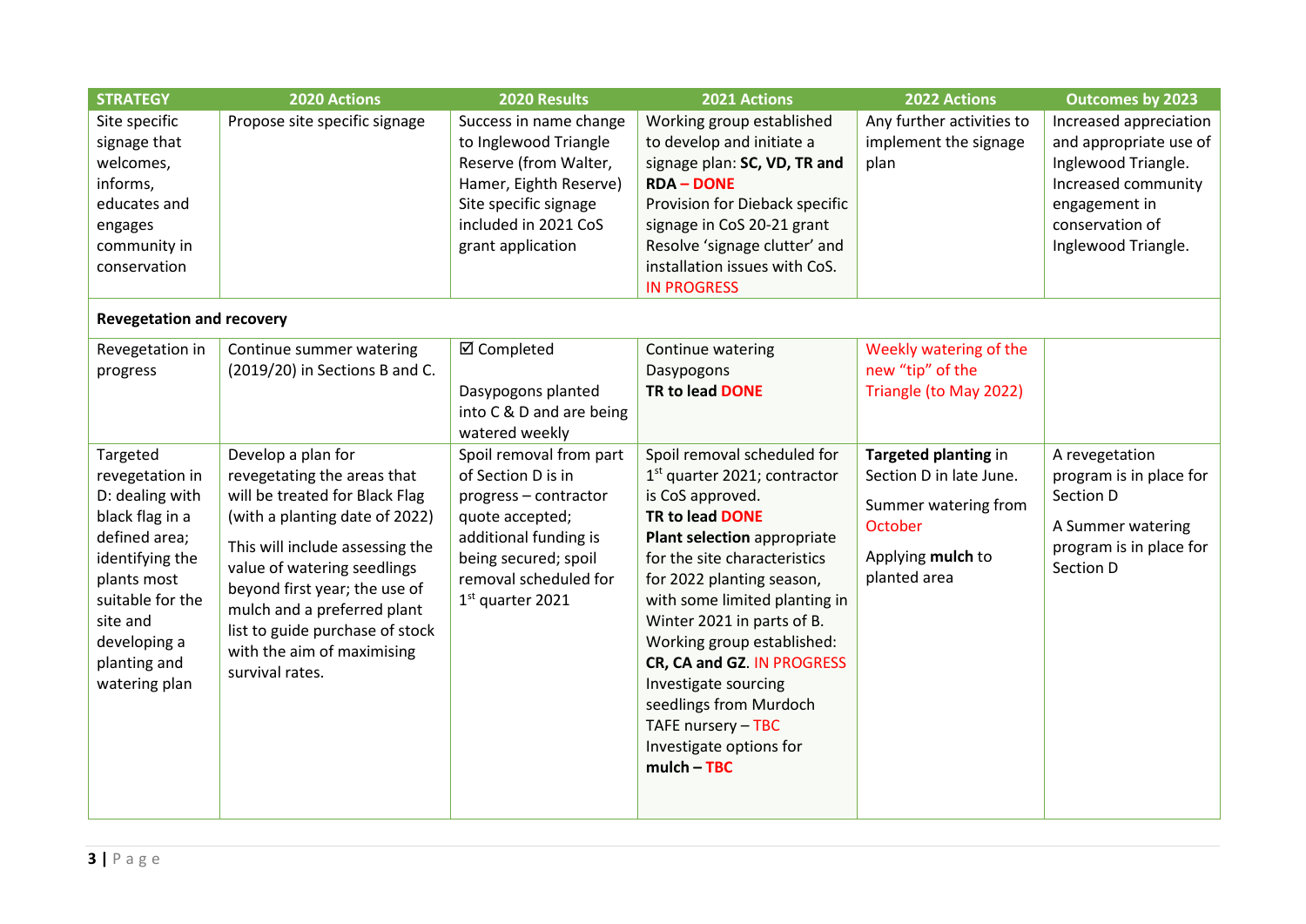| STRATEGY | 2020 Actions | 2020 Results | 2021 Actions | 2022 Actions | Outcomes by 2023 |
|---|---|---|---|---|---|
| Site specific signage that welcomes, informs, educates and engages community in conservation | Propose site specific signage | Success in name change to Inglewood Triangle Reserve (from Walter, Hamer, Eighth Reserve)<br>Site specific signage included in 2021 CoS grant application | Working group established to develop and initiate a signage plan: **SC, VD, TR and RDA – DONE**<br>Provision for Dieback specific signage in CoS 20-21 grant<br>Resolve 'signage clutter' and installation issues with CoS. IN PROGRESS | Any further activities to implement the signage plan | Increased appreciation and appropriate use of Inglewood Triangle.<br>Increased community engagement in conservation of Inglewood Triangle. |
| **Revegetation and recovery** | | | | | |
| Revegetation in progress | Continue summer watering (2019/20) in Sections B and C. | ☑ Completed<br><br>Dasypogons planted into C & D and are being watered weekly | Continue watering Dasypogons<br>**TR to lead DONE** | Weekly watering of the new "tip" of the Triangle (to May 2022) | |
| Targeted revegetation in D: dealing with black flag in a defined area; identifying the plants most suitable for the site and developing a planting and watering plan | Develop a plan for revegetating the areas that will be treated for Black Flag (with a planting date of 2022)<br><br>This will include assessing the value of watering seedlings beyond first year; the use of mulch and a preferred plant list to guide purchase of stock with the aim of maximising survival rates. | Spoil removal from part of Section D is in progress – contractor quote accepted; additional funding is being secured; spoil removal scheduled for 1st quarter 2021 | Spoil removal scheduled for 1st quarter 2021; contractor is CoS approved.<br>**TR to lead DONE**<br>**Plant selection** appropriate for the site characteristics for 2022 planting season, with some limited planting in Winter 2021 in parts of B.<br>Working group established: **CR, CA and GZ**. IN PROGRESS<br>Investigate sourcing seedlings from Murdoch TAFE nursery – TBC<br>Investigate options for **mulch – TBC** | **Targeted planting** in Section D in late June.<br><br>Summer watering from October<br><br>Applying **mulch** to planted area | A revegetation program is in place for Section D<br><br>A Summer watering program is in place for Section D |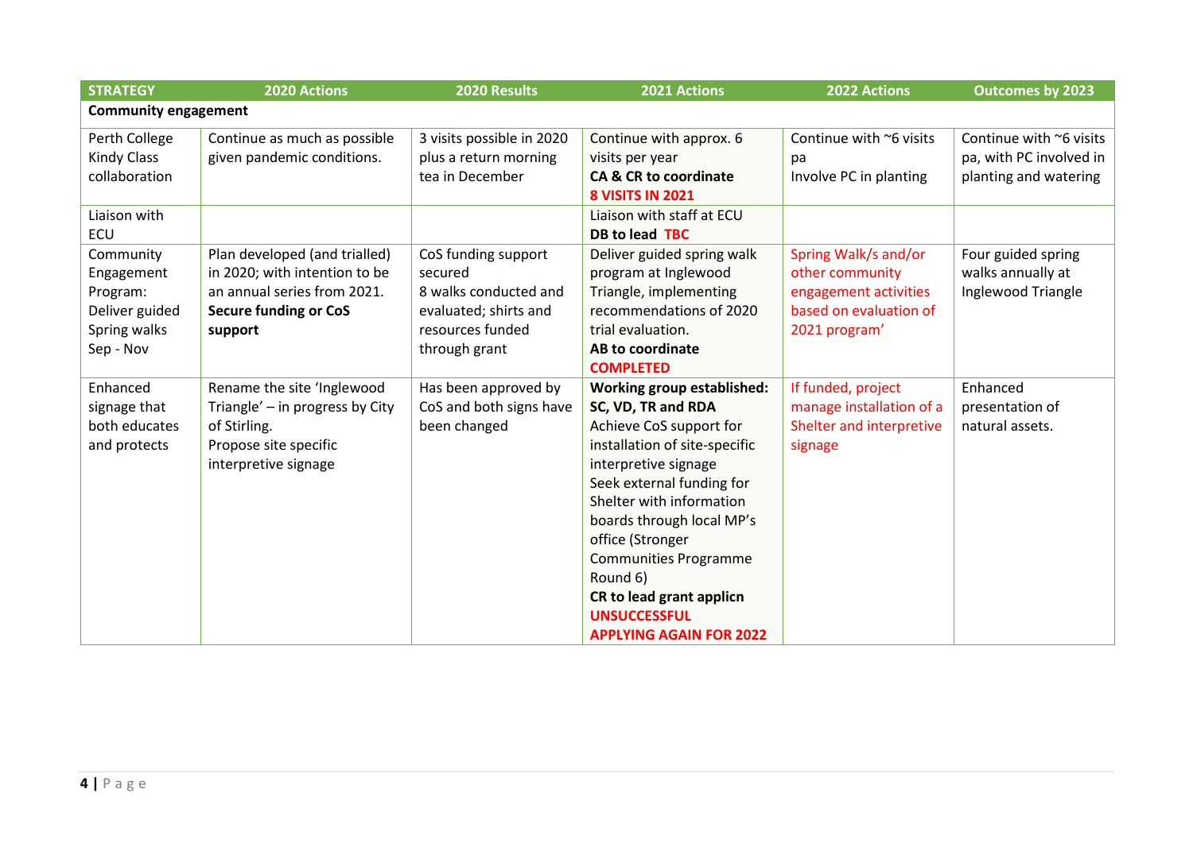| STRATEGY | 2020 Actions | 2020 Results | 2021 Actions | 2022 Actions | Outcomes by 2023 |
|---|---|---|---|---|---|
| **Community engagement** | | | | | |
| Perth College Kindy Class collaboration | Continue as much as possible given pandemic conditions. | 3 visits possible in 2020 plus a return morning tea in December | Continue with approx. 6 visits per year **CA & CR to coordinate** **8 VISITS IN 2021** | Continue with ~6 visits pa Involve PC in planting | Continue with ~6 visits pa, with PC involved in planting and watering |
| Liaison with ECU | | | Liaison with staff at ECU **DB to lead TBC** | | |
| Community Engagement Program: Deliver guided Spring walks Sep - Nov | Plan developed (and trialled) in 2020; with intention to be an annual series from 2021. **Secure funding or CoS support** | CoS funding support secured 8 walks conducted and evaluated; shirts and resources funded through grant | Deliver guided spring walk program at Inglewood Triangle, implementing recommendations of 2020 trial evaluation. **AB to coordinate** **COMPLETED** | Spring Walk/s and/or other community engagement activities based on evaluation of 2021 program' | Four guided spring walks annually at Inglewood Triangle |
| Enhanced signage that both educates and protects | Rename the site 'Inglewood Triangle' – in progress by City of Stirling. Propose site specific interpretive signage | Has been approved by CoS and both signs have been changed | **Working group established: SC, VD, TR and RDA** Achieve CoS support for installation of site-specific interpretive signage Seek external funding for Shelter with information boards through local MP's office (Stronger Communities Programme Round 6) **CR to lead grant applicn** **UNSUCCESSFUL** **APPLYING AGAIN FOR 2022** | If funded, project manage installation of a Shelter and interpretive signage | Enhanced presentation of natural assets. |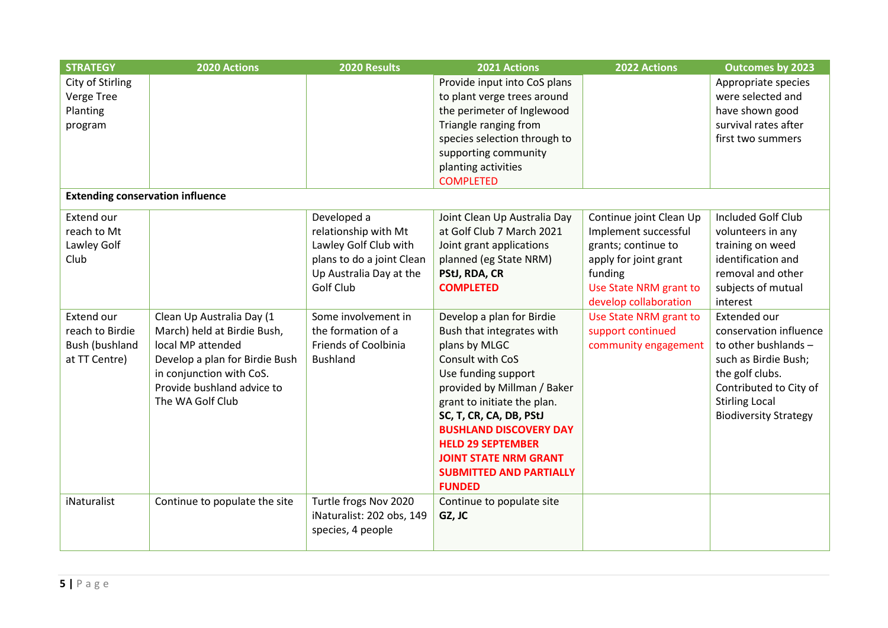| STRATEGY | 2020 Actions | 2020 Results | 2021 Actions | 2022 Actions | Outcomes by 2023 |
|---|---|---|---|---|---|
| City of Stirling Verge Tree Planting program | | | Provide input into CoS plans to plant verge trees around the perimeter of Inglewood Triangle ranging from species selection through to supporting community planting activities COMPLETED | | Appropriate species were selected and have shown good survival rates after first two summers |
| **Extending conservation influence** | | | | | |
| Extend our reach to Mt Lawley Golf Club | | Developed a relationship with Mt Lawley Golf Club with plans to do a joint Clean Up Australia Day at the Golf Club | Joint Clean Up Australia Day at Golf Club 7 March 2021 Joint grant applications planned (eg State NRM) **PStJ, RDA, CR** **COMPLETED** | Continue joint Clean Up Implement successful grants; continue to apply for joint grant funding Use State NRM grant to develop collaboration | Included Golf Club volunteers in any training on weed identification and removal and other subjects of mutual interest |
| Extend our reach to Birdie Bush (bushland at TT Centre) | Clean Up Australia Day (1 March) held at Birdie Bush, local MP attended Develop a plan for Birdie Bush in conjunction with CoS. Provide bushland advice to The WA Golf Club | Some involvement in the formation of a Friends of Coolbinia Bushland | Develop a plan for Birdie Bush that integrates with plans by MLGC Consult with CoS Use funding support provided by Millman / Baker grant to initiate the plan. **SC, T, CR, CA, DB, PStJ** **BUSHLAND DISCOVERY DAY HELD 29 SEPTEMBER** **JOINT STATE NRM GRANT SUBMITTED AND PARTIALLY FUNDED** | Use State NRM grant to support continued community engagement | Extended our conservation influence to other bushlands – such as Birdie Bush; the golf clubs. Contributed to City of Stirling Local Biodiversity Strategy |
| iNaturalist | Continue to populate the site | Turtle frogs Nov 2020 iNaturalist: 202 obs, 149 species, 4 people | Continue to populate site **GZ, JC** | | |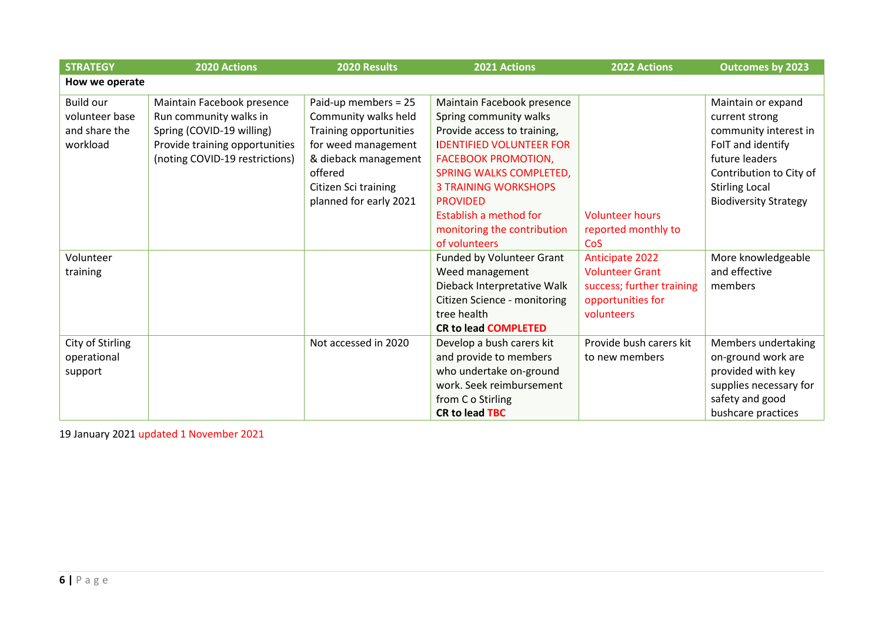| STRATEGY | 2020 Actions | 2020 Results | 2021 Actions | 2022 Actions | Outcomes by 2023 |
|---|---|---|---|---|---|
| **How we operate** | | | | | |
| Build our volunteer base and share the workload | Maintain Facebook presence<br>Run community walks in Spring (COVID-19 willing)<br>Provide training opportunities (noting COVID-19 restrictions) | Paid-up members = 25<br>Community walks held<br>Training opportunities for weed management & dieback management offered<br>Citizen Sci training planned for early 2021 | Maintain Facebook presence<br>Spring community walks<br>Provide access to training, IDENTIFIED VOLUNTEER FOR FACEBOOK PROMOTION, SPRING WALKS COMPLETED, 3 TRAINING WORKSHOPS PROVIDED<br>Establish a method for monitoring the contribution of volunteers | Volunteer hours reported monthly to CoS | Maintain or expand current strong community interest in FoIT and identify future leaders<br>Contribution to City of Stirling Local Biodiversity Strategy |
| Volunteer training | | | Funded by Volunteer Grant<br>Weed management<br>Dieback Interpretative Walk<br>Citizen Science - monitoring tree health<br>**CR to lead COMPLETED** | Anticipate 2022 Volunteer Grant success; further training opportunities for volunteers | More knowledgeable and effective members |
| City of Stirling operational support | | Not accessed in 2020 | Develop a bush carers kit and provide to members who undertake on-ground work. Seek reimbursement from C o Stirling<br>**CR to lead TBC** | Provide bush carers kit to new members | Members undertaking on-ground work are provided with key supplies necessary for safety and good bushcare practices |

19 January 2021 updated 1 November 2021